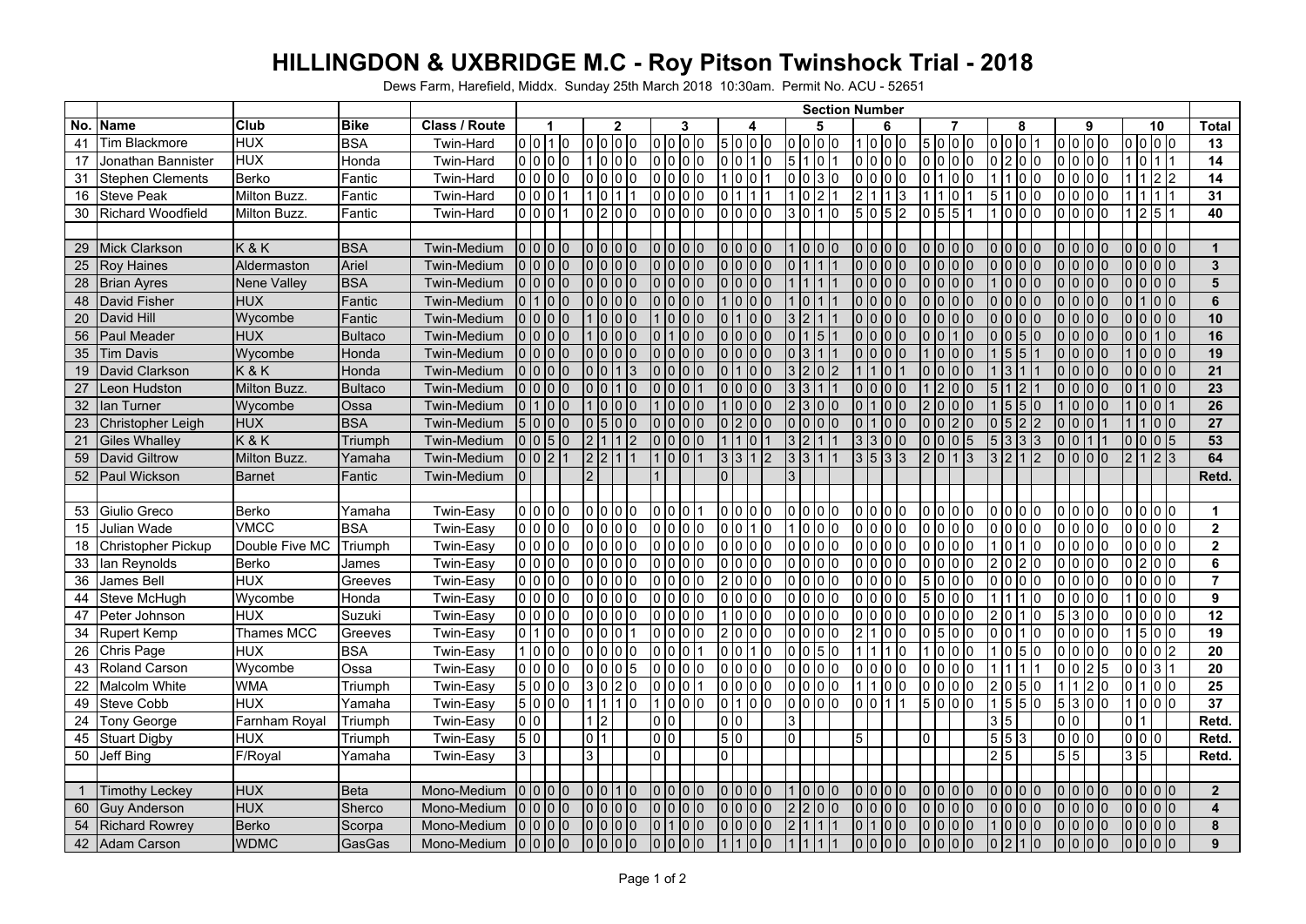# HILLINGDON & UXBRIDGE M.C - Roy Pitson Twinshock Trial - 2018

Dews Farm, Harefield, Middx. Sunday 25th March 2018 10:30am. Permit No. ACU - 52651

Each section cell shows the four scores in the order they appear on the sheet.

| No. | Name | Club | Bike | Class / Route | Section Number | | | | | | | | | | Total |
|---|---|---|---|---|---|---|---|---|---|---|---|---|---|---|---|
| | | | | | 1 | 2 | 3 | 4 | 5 | 6 | 7 | 8 | 9 | 10 | |
| 41 | Tim Blackmore | HUX | BSA | Twin-Hard | 0 0 1 0 | 0 0 0 0 | 0 0 0 0 | 5 0 0 0 | 0 0 0 0 | 1 0 0 0 | 5 0 0 0 | 0 0 0 1 | 0 0 0 0 | 0 0 0 0 | 13 |
| 17 | Jonathan Bannister | HUX | Honda | Twin-Hard | 0 0 0 0 | 1 0 0 0 | 0 0 0 0 | 0 0 1 0 | 5 1 0 1 | 0 0 0 0 | 0 0 0 0 | 0 2 0 0 | 0 0 0 0 | 1 0 1 1 | 14 |
| 31 | Stephen Clements | Berko | Fantic | Twin-Hard | 0 0 0 0 | 0 0 0 0 | 0 0 0 0 | 1 0 0 1 | 0 0 3 0 | 0 0 0 0 | 0 1 0 0 | 1 1 0 0 | 0 0 0 0 | 1 1 2 2 | 14 |
| 16 | Steve Peak | Milton Buzz. | Fantic | Twin-Hard | 0 0 0 1 | 1 0 1 1 | 0 0 0 0 | 0 1 1 1 | 1 0 2 1 | 2 1 1 3 | 1 1 0 1 | 5 1 0 0 | 0 0 0 0 | 1 1 1 1 | 31 |
| 30 | Richard Woodfield | Milton Buzz. | Fantic | Twin-Hard | 0 0 0 1 | 0 2 0 0 | 0 0 0 0 | 0 0 0 0 | 3 0 1 0 | 5 0 5 2 | 0 5 5 1 | 1 0 0 0 | 0 0 0 0 | 1 2 5 1 | 40 |
| | | | | | | | | | | | | | | | |
| 29 | Mick Clarkson | K & K | BSA | Twin-Medium | 0 0 0 0 | 0 0 0 0 | 0 0 0 0 | 0 0 0 0 | 1 0 0 0 | 0 0 0 0 | 0 0 0 0 | 0 0 0 0 | 0 0 0 0 | 0 0 0 0 | 1 |
| 25 | Roy Haines | Aldermaston | Ariel | Twin-Medium | 0 0 0 0 | 0 0 0 0 | 0 0 0 0 | 0 0 0 0 | 0 1 1 1 | 0 0 0 0 | 0 0 0 0 | 0 0 0 0 | 0 0 0 0 | 0 0 0 0 | 3 |
| 28 | Brian Ayres | Nene Valley | BSA | Twin-Medium | 0 0 0 0 | 0 0 0 0 | 0 0 0 0 | 0 0 0 0 | 1 1 1 1 | 0 0 0 0 | 0 0 0 0 | 1 0 0 0 | 0 0 0 0 | 0 0 0 0 | 5 |
| 48 | David Fisher | HUX | Fantic | Twin-Medium | 0 1 0 0 | 0 0 0 0 | 0 0 0 0 | 1 0 0 0 | 1 0 1 1 | 0 0 0 0 | 0 0 0 0 | 0 0 0 0 | 0 0 0 0 | 0 1 0 0 | 6 |
| 20 | David Hill | Wycombe | Fantic | Twin-Medium | 0 0 0 0 | 1 0 0 0 | 1 0 0 0 | 0 1 0 0 | 3 2 1 1 | 0 0 0 0 | 0 0 0 0 | 0 0 0 0 | 0 0 0 0 | 0 0 0 0 | 10 |
| 56 | Paul Meader | HUX | Bultaco | Twin-Medium | 0 0 0 0 | 1 0 0 0 | 0 1 0 0 | 0 0 0 0 | 0 1 5 1 | 0 0 0 0 | 0 0 1 0 | 0 0 5 0 | 0 0 0 0 | 0 0 1 0 | 16 |
| 35 | Tim Davis | Wycombe | Honda | Twin-Medium | 0 0 0 0 | 0 0 0 0 | 0 0 0 0 | 0 0 0 0 | 0 3 1 1 | 0 0 0 0 | 1 0 0 0 | 1 5 5 1 | 0 0 0 0 | 1 0 0 0 | 19 |
| 19 | David Clarkson | K & K | Honda | Twin-Medium | 0 0 0 0 | 0 0 1 3 | 0 0 0 0 | 0 1 0 0 | 3 2 0 2 | 1 1 0 1 | 0 0 0 0 | 1 3 1 1 | 0 0 0 0 | 0 0 0 0 | 21 |
| 27 | Leon Hudston | Milton Buzz. | Bultaco | Twin-Medium | 0 0 0 0 | 0 0 1 0 | 0 0 0 1 | 0 0 0 0 | 3 3 1 1 | 0 0 0 0 | 1 2 0 0 | 5 1 2 1 | 0 0 0 0 | 0 1 0 0 | 23 |
| 32 | Ian Turner | Wycombe | Ossa | Twin-Medium | 0 1 0 0 | 1 0 0 0 | 1 0 0 0 | 1 0 0 0 | 2 3 0 0 | 0 1 0 0 | 2 0 0 0 | 1 5 5 0 | 1 0 0 0 | 1 0 0 1 | 26 |
| 23 | Christopher Leigh | HUX | BSA | Twin-Medium | 5 0 0 0 | 0 5 0 0 | 0 0 0 0 | 0 2 0 0 | 0 0 0 0 | 0 1 0 0 | 0 0 2 0 | 0 5 2 2 | 0 0 0 1 | 1 1 0 0 | 27 |
| 21 | Giles Whalley | K & K | Triumph | Twin-Medium | 0 0 5 0 | 2 1 1 2 | 0 0 0 0 | 1 1 0 1 | 3 2 1 1 | 3 3 0 0 | 0 0 0 5 | 5 3 3 3 | 0 0 1 1 | 0 0 0 5 | 53 |
| 59 | David Giltrow | Milton Buzz. | Yamaha | Twin-Medium | 0 0 2 1 | 2 2 1 1 | 1 0 0 1 | 3 3 1 2 | 3 3 1 1 | 3 5 3 3 | 2 0 1 3 | 3 2 1 2 | 0 0 0 0 | 2 1 2 3 | 64 |
| 52 | Paul Wickson | Barnet | Fantic | Twin-Medium | 0 | 2 | 1 | 0 | 3 | | | | | | Retd. |
| | | | | | | | | | | | | | | | |
| 53 | Giulio Greco | Berko | Yamaha | Twin-Easy | 0 0 0 0 | 0 0 0 0 | 0 0 0 1 | 0 0 0 0 | 0 0 0 0 | 0 0 0 0 | 0 0 0 0 | 0 0 0 0 | 0 0 0 0 | 0 0 0 0 | 1 |
| 15 | Julian Wade | VMCC | BSA | Twin-Easy | 0 0 0 0 | 0 0 0 0 | 0 0 0 0 | 0 0 1 0 | 1 0 0 0 | 0 0 0 0 | 0 0 0 0 | 0 0 0 0 | 0 0 0 0 | 0 0 0 0 | 2 |
| 18 | Christopher Pickup | Double Five MC | Triumph | Twin-Easy | 0 0 0 0 | 0 0 0 0 | 0 0 0 0 | 0 0 0 0 | 0 0 0 0 | 0 0 0 0 | 0 0 0 0 | 1 0 1 0 | 0 0 0 0 | 0 0 0 0 | 2 |
| 33 | Ian Reynolds | Berko | James | Twin-Easy | 0 0 0 0 | 0 0 0 0 | 0 0 0 0 | 0 0 0 0 | 0 0 0 0 | 0 0 0 0 | 0 0 0 0 | 2 0 2 0 | 0 0 0 0 | 0 2 0 0 | 6 |
| 36 | James Bell | HUX | Greeves | Twin-Easy | 0 0 0 0 | 0 0 0 0 | 0 0 0 0 | 2 0 0 0 | 0 0 0 0 | 0 0 0 0 | 5 0 0 0 | 0 0 0 0 | 0 0 0 0 | 0 0 0 0 | 7 |
| 44 | Steve McHugh | Wycombe | Honda | Twin-Easy | 0 0 0 0 | 0 0 0 0 | 0 0 0 0 | 0 0 0 0 | 0 0 0 0 | 0 0 0 0 | 5 0 0 0 | 1 1 1 0 | 0 0 0 0 | 1 0 0 0 | 9 |
| 47 | Peter Johnson | HUX | Suzuki | Twin-Easy | 0 0 0 0 | 0 0 0 0 | 0 0 0 0 | 1 0 0 0 | 0 0 0 0 | 0 0 0 0 | 0 0 0 0 | 2 0 1 0 | 5 3 0 0 | 0 0 0 0 | 12 |
| 34 | Rupert Kemp | Thames MCC | Greeves | Twin-Easy | 0 1 0 0 | 0 0 0 1 | 0 0 0 0 | 2 0 0 0 | 0 0 0 0 | 2 1 0 0 | 0 5 0 0 | 0 0 1 0 | 0 0 0 0 | 1 5 0 0 | 19 |
| 26 | Chris Page | HUX | BSA | Twin-Easy | 1 0 0 0 | 0 0 0 0 | 0 0 0 1 | 0 0 1 0 | 0 0 5 0 | 1 1 1 0 | 1 0 0 0 | 1 0 5 0 | 0 0 0 0 | 0 0 0 2 | 20 |
| 43 | Roland Carson | Wycombe | Ossa | Twin-Easy | 0 0 0 0 | 0 0 0 5 | 0 0 0 0 | 0 0 0 0 | 0 0 0 0 | 0 0 0 0 | 0 0 0 0 | 1 1 1 1 | 0 0 2 5 | 0 0 3 1 | 20 |
| 22 | Malcolm White | WMA | Triumph | Twin-Easy | 5 0 0 0 | 3 0 2 0 | 0 0 0 1 | 0 0 0 0 | 0 0 0 0 | 1 1 0 0 | 0 0 0 0 | 2 0 5 0 | 1 1 2 0 | 0 1 0 0 | 25 |
| 49 | Steve Cobb | HUX | Yamaha | Twin-Easy | 5 0 0 0 | 1 1 1 0 | 1 0 0 0 | 0 1 0 0 | 0 0 0 0 | 0 0 1 1 | 5 0 0 0 | 1 5 5 0 | 5 3 0 0 | 1 0 0 0 | 37 |
| 24 | Tony George | Farnham Royal | Triumph | Twin-Easy | 0 0 | 1 2 | 0 0 | 0 0 | 3 | | | 3 5 | 0 0 | 0 1 | Retd. |
| 45 | Stuart Digby | HUX | Triumph | Twin-Easy | 5 0 | 0 1 | 0 0 | 5 0 | 0 | 5 | 0 | 5 5 3 | 0 0 0 | 0 0 0 | Retd. |
| 50 | Jeff Bing | F/Royal | Yamaha | Twin-Easy | 3 | 3 | 0 | 0 | | | | 2 5 | 5 5 | 3 5 | Retd. |
| | | | | | | | | | | | | | | | |
| 1 | Timothy Leckey | HUX | Beta | Mono-Medium | 0 0 0 0 | 0 0 1 0 | 0 0 0 0 | 0 0 0 0 | 1 0 0 0 | 0 0 0 0 | 0 0 0 0 | 0 0 0 0 | 0 0 0 0 | 0 0 0 0 | 2 |
| 60 | Guy Anderson | HUX | Sherco | Mono-Medium | 0 0 0 0 | 0 0 0 0 | 0 0 0 0 | 0 0 0 0 | 2 2 0 0 | 0 0 0 0 | 0 0 0 0 | 0 0 0 0 | 0 0 0 0 | 0 0 0 0 | 4 |
| 54 | Richard Rowrey | Berko | Scorpa | Mono-Medium | 0 0 0 0 | 0 0 0 0 | 0 1 0 0 | 0 0 0 0 | 2 1 1 1 | 0 1 0 0 | 0 0 0 0 | 1 0 0 0 | 0 0 0 0 | 0 0 0 0 | 8 |
| 42 | Adam Carson | WDMC | GasGas | Mono-Medium | 0 0 0 0 | 0 0 0 0 | 0 0 0 0 | 1 1 0 0 | 1 1 1 1 | 0 0 0 0 | 0 0 0 0 | 0 2 1 0 | 0 0 0 0 | 0 0 0 0 | 9 |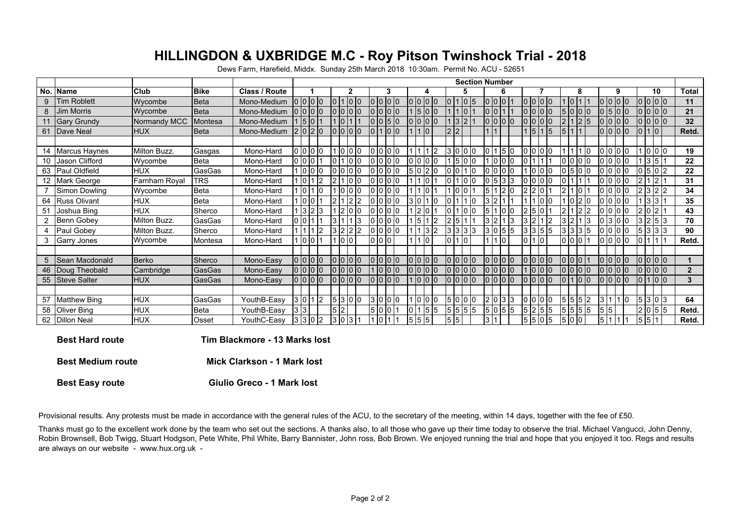# HILLINGDON & UXBRIDGE M.C - Roy Pitson Twinshock Trial - 2018

Dews Farm, Harefield, Middx. Sunday 25th March 2018 10:30am. Permit No. ACU - 52651

Each section shows the four lap scores. Section numbers are 1 to 10.

| No. | Name | Club | Bike | Class / Route | 1 | 2 | 3 | 4 | 5 | 6 | 7 | 8 | 9 | 10 | Total |
|---|---|---|---|---|---|---|---|---|---|---|---|---|---|---|---|
| 9 | Tim Roblett | Wycombe | Beta | Mono-Medium | 0 0 0 0 | 0 1 0 0 | 0 0 0 0 | 0 0 0 0 | 0 1 0 5 | 0 0 0 1 | 0 0 0 0 | 1 0 1 1 | 0 0 0 0 | 0 0 0 0 | 11 |
| 8 | Jim Morris | Wycombe | Beta | Mono-Medium | 0 0 0 0 | 0 0 0 0 | 0 0 0 0 | 1 5 0 0 | 1 1 0 1 | 0 0 1 1 | 0 0 0 0 | 5 0 0 0 | 0 5 0 0 | 0 0 0 0 | 21 |
| 11 | Gary Grundy | Normandy MCC | Montesa | Mono-Medium | 1 5 0 1 | 1 0 1 1 | 0 0 5 0 | 0 0 0 0 | 1 3 2 1 | 0 0 0 0 | 0 0 0 0 | 2 1 2 5 | 0 0 0 0 | 0 0 0 0 | 32 |
| 61 | Dave Neal | HUX | Beta | Mono-Medium | 2 0 2 0 | 0 0 0 0 | 0 1 0 0 | 1 1 0 | 2 2 | 1 1 | 1 5 1 5 | 5 1 1 | 0 0 0 0 | 0 1 0 | Retd. |
| | | | | | | | | | | | | | | | |
| 14 | Marcus Haynes | Milton Buzz. | Gasgas | Mono-Hard | 0 0 0 0 | 1 0 0 0 | 0 0 0 0 | 1 1 1 2 | 3 0 0 0 | 0 1 5 0 | 0 0 0 0 | 1 1 1 0 | 0 0 0 0 | 1 0 0 0 | 19 |
| 10 | Jason Clifford | Wycombe | Beta | Mono-Hard | 0 0 0 1 | 0 1 0 0 | 0 0 0 0 | 0 0 0 0 | 1 5 0 0 | 1 0 0 0 | 0 1 1 1 | 0 0 0 0 | 0 0 0 0 | 1 3 5 1 | 22 |
| 63 | Paul Oldfield | HUX | GasGas | Mono-Hard | 1 0 0 0 | 0 0 0 0 | 0 0 0 0 | 5 0 2 0 | 0 0 1 0 | 0 0 0 0 | 1 0 0 0 | 0 5 0 0 | 0 0 0 0 | 0 5 0 2 | 22 |
| 12 | Mark George | Farnham Royal | TRS | Mono-Hard | 1 0 1 2 | 2 1 0 0 | 0 0 0 0 | 1 1 0 1 | 0 1 0 0 | 0 5 3 3 | 0 0 0 0 | 0 1 1 1 | 0 0 0 0 | 2 1 2 1 | 31 |
| 7 | Simon Dowling | Wycombe | Beta | Mono-Hard | 1 0 1 0 | 1 0 0 0 | 0 0 0 0 | 1 1 0 1 | 1 0 0 1 | 5 1 2 0 | 2 2 0 1 | 2 1 0 1 | 0 0 0 0 | 2 3 2 2 | 34 |
| 64 | Russ Olivant | HUX | Beta | Mono-Hard | 1 0 0 1 | 2 1 2 2 | 0 0 0 0 | 3 0 1 0 | 0 1 1 0 | 3 2 1 1 | 1 1 0 0 | 1 0 2 0 | 0 0 0 0 | 1 3 3 1 | 35 |
| 51 | Joshua Bing | HUX | Sherco | Mono-Hard | 1 3 2 3 | 1 2 0 0 | 0 0 0 0 | 1 2 0 1 | 0 1 0 0 | 5 1 0 0 | 2 5 0 1 | 2 1 2 2 | 0 0 0 0 | 2 0 2 1 | 43 |
| 2 | Benn Gobey | Milton Buzz. | GasGas | Mono-Hard | 0 0 1 1 | 3 1 1 3 | 0 0 0 0 | 1 5 1 2 | 2 5 1 1 | 3 2 1 3 | 3 2 1 2 | 3 2 1 3 | 0 3 0 0 | 3 2 5 3 | 70 |
| 4 | Paul Gobey | Milton Buzz. | Sherco | Mono-Hard | 1 1 1 2 | 3 2 2 2 | 0 0 0 0 | 1 1 3 2 | 3 3 3 3 | 3 0 5 5 | 3 3 5 5 | 3 3 3 5 | 0 0 0 0 | 5 3 3 3 | 90 |
| 3 | Garry Jones | Wycombe | Montesa | Mono-Hard | 1 0 0 1 | 1 0 0 | 0 0 0 | 1 1 0 | 0 1 0 | 1 1 0 | 0 1 0 | 0 0 0 1 | 0 0 0 0 | 0 1 1 1 | Retd. |
| | | | | | | | | | | | | | | | |
| 5 | Sean Macdonald | Berko | Sherco | Mono-Easy | 0 0 0 0 | 0 0 0 0 | 0 0 0 0 | 0 0 0 0 | 0 0 0 0 | 0 0 0 0 | 0 0 0 0 | 0 0 0 1 | 0 0 0 0 | 0 0 0 0 | 1 |
| 46 | Doug Theobald | Cambridge | GasGas | Mono-Easy | 0 0 0 0 | 0 0 0 0 | 1 0 0 0 | 0 0 0 0 | 0 0 0 0 | 0 0 0 0 | 1 0 0 0 | 0 0 0 0 | 0 0 0 0 | 0 0 0 0 | 2 |
| 55 | Steve Salter | HUX | GasGas | Mono-Easy | 0 0 0 0 | 0 0 0 0 | 0 0 0 0 | 1 0 0 0 | 0 0 0 0 | 0 0 0 0 | 0 0 0 0 | 0 1 0 0 | 0 0 0 0 | 0 1 0 0 | 3 |
| | | | | | | | | | | | | | | | |
| 57 | Matthew Bing | HUX | GasGas | YouthB-Easy | 3 0 1 2 | 5 3 0 0 | 3 0 0 0 | 1 0 0 0 | 5 0 0 0 | 2 0 3 3 | 0 0 0 0 | 5 5 5 2 | 3 1 1 0 | 5 3 0 3 | 64 |
| 58 | Oliver Bing | HUX | Beta | YouthB-Easy | 3 3 | 5 2 | 5 0 0 1 | 0 1 5 5 | 5 5 5 5 | 5 0 5 5 | 5 2 5 5 | 5 5 5 5 | 5 5 | 2 0 5 5 | Retd. |
| 62 | Dillon Neal | HUX | Osset | YouthC-Easy | 3 3 0 2 | 3 0 3 1 | 1 0 1 1 | 5 5 5 | 5 5 | 3 1 | 5 5 0 5 | 5 0 0 | 5 1 1 1 | 5 5 1 | Retd. |

**Best Hard route** — **Tim Blackmore - 13 Marks lost**

**Best Medium route** — **Mick Clarkson - 1 Mark lost**

**Best Easy route** — **Giulio Greco - 1 Mark lost**

Provisional results. Any protests must be made in accordance with the general rules of the ACU, to the secretary of the meeting, within 14 days, together with the fee of £50.

Thanks must go to the excellent work done by the team who set out the sections. A thanks also, to all those who gave up their time today to observe the trial. Michael Vangucci, John Denny, Robin Brownsell, Bob Twigg, Stuart Hodgson, Pete White, Phil White, Barry Bannister, John ross, Bob Brown. We enjoyed running the trial and hope that you enjoyed it too. Regs and results are always on our website - www.hux.org.uk -